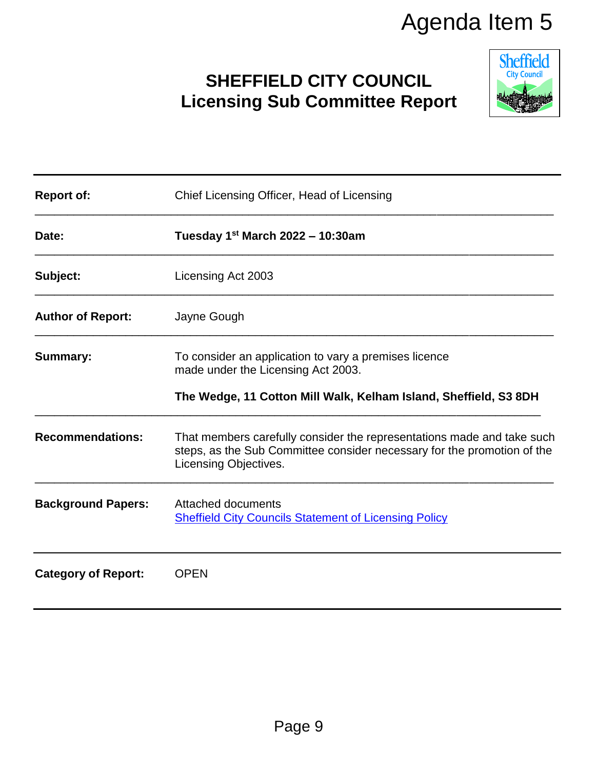Agenda Item 5

# SHEFFIELD CITY COUNCIL
# Licensing Sub Committee Report

| | |
|---|---|
| **Report of:** | Chief Licensing Officer, Head of Licensing |
| **Date:** | **Tuesday 1st March 2022 – 10:30am** |
| **Subject:** | Licensing Act 2003 |
| **Author of Report:** | Jayne Gough |
| **Summary:** | To consider an application to vary a premises licence made under the Licensing Act 2003.<br><br>**The Wedge, 11 Cotton Mill Walk, Kelham Island, Sheffield, S3 8DH** |
| **Recommendations:** | That members carefully consider the representations made and take such steps, as the Sub Committee consider necessary for the promotion of the Licensing Objectives. |
| **Background Papers:** | Attached documents<br>[Sheffield City Councils Statement of Licensing Policy] |
| **Category of Report:** | OPEN |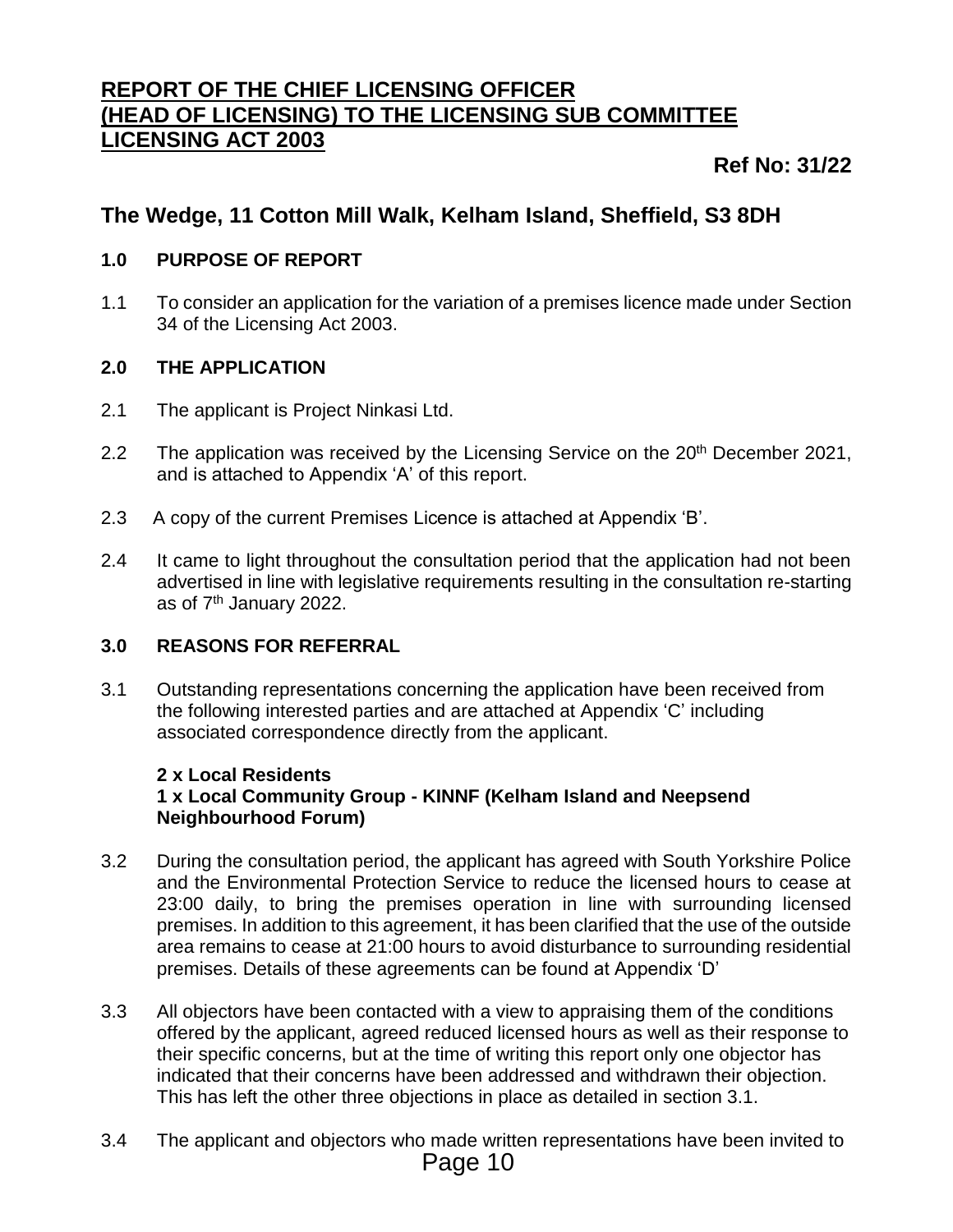# REPORT OF THE CHIEF LICENSING OFFICER (HEAD OF LICENSING) TO THE LICENSING SUB COMMITTEE LICENSING ACT 2003

**Ref No: 31/22**

## The Wedge, 11 Cotton Mill Walk, Kelham Island, Sheffield, S3 8DH

### 1.0 PURPOSE OF REPORT

1.1 To consider an application for the variation of a premises licence made under Section 34 of the Licensing Act 2003.

### 2.0 THE APPLICATION

2.1 The applicant is Project Ninkasi Ltd.

2.2 The application was received by the Licensing Service on the 20th December 2021, and is attached to Appendix 'A' of this report.

2.3 A copy of the current Premises Licence is attached at Appendix 'B'.

2.4 It came to light throughout the consultation period that the application had not been advertised in line with legislative requirements resulting in the consultation re-starting as of 7th January 2022.

### 3.0 REASONS FOR REFERRAL

3.1 Outstanding representations concerning the application have been received from the following interested parties and are attached at Appendix 'C' including associated correspondence directly from the applicant.

**2 x Local Residents**
**1 x Local Community Group - KINNF (Kelham Island and Neepsend Neighbourhood Forum)**

3.2 During the consultation period, the applicant has agreed with South Yorkshire Police and the Environmental Protection Service to reduce the licensed hours to cease at 23:00 daily, to bring the premises operation in line with surrounding licensed premises. In addition to this agreement, it has been clarified that the use of the outside area remains to cease at 21:00 hours to avoid disturbance to surrounding residential premises. Details of these agreements can be found at Appendix 'D'

3.3 All objectors have been contacted with a view to appraising them of the conditions offered by the applicant, agreed reduced licensed hours as well as their response to their specific concerns, but at the time of writing this report only one objector has indicated that their concerns have been addressed and withdrawn their objection. This has left the other three objections in place as detailed in section 3.1.

3.4 The applicant and objectors who made written representations have been invited to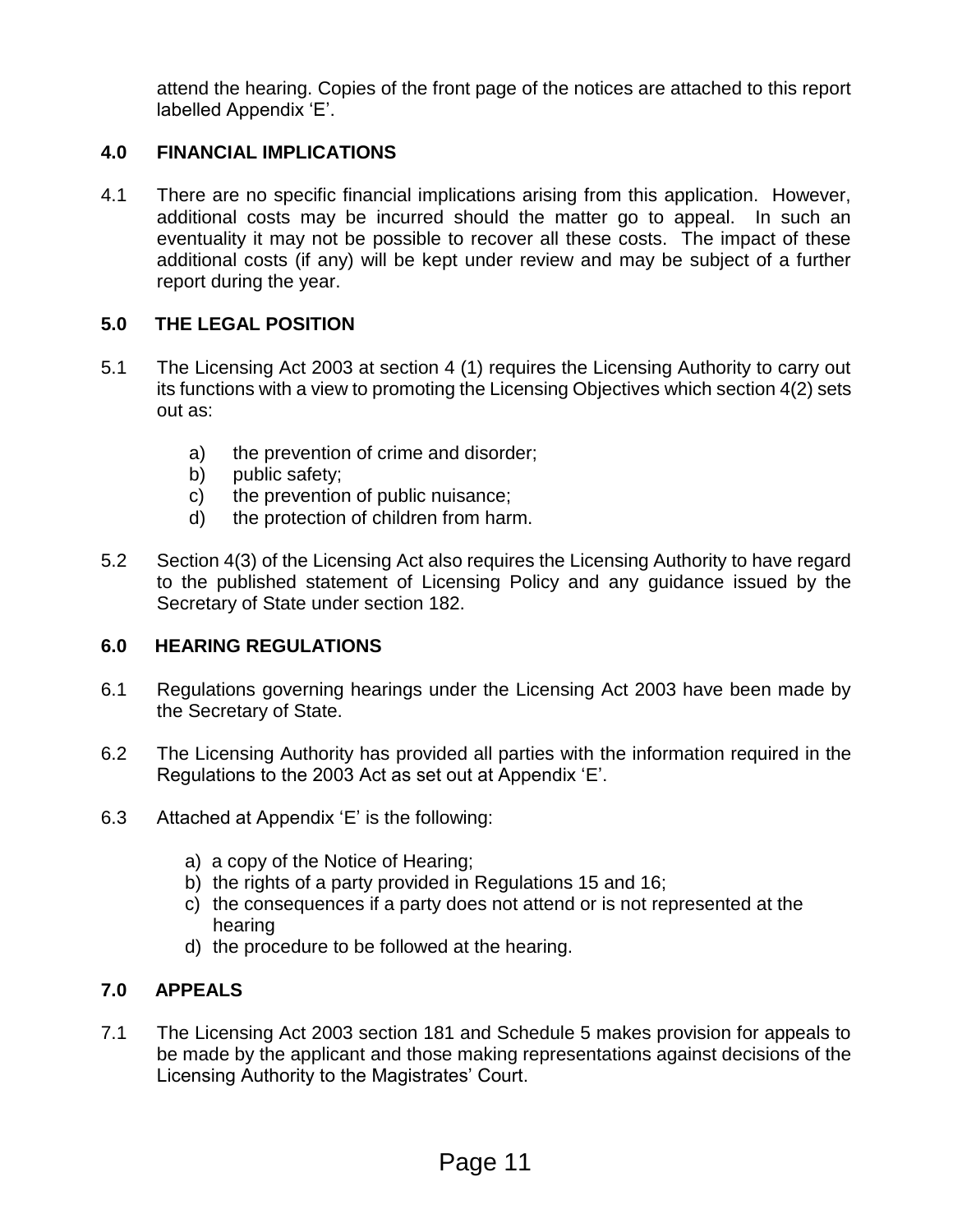attend the hearing. Copies of the front page of the notices are attached to this report labelled Appendix 'E'.

## 4.0 FINANCIAL IMPLICATIONS

4.1 There are no specific financial implications arising from this application. However, additional costs may be incurred should the matter go to appeal. In such an eventuality it may not be possible to recover all these costs. The impact of these additional costs (if any) will be kept under review and may be subject of a further report during the year.

## 5.0 THE LEGAL POSITION

5.1 The Licensing Act 2003 at section 4 (1) requires the Licensing Authority to carry out its functions with a view to promoting the Licensing Objectives which section 4(2) sets out as:

a) the prevention of crime and disorder;
b) public safety;
c) the prevention of public nuisance;
d) the protection of children from harm.

5.2 Section 4(3) of the Licensing Act also requires the Licensing Authority to have regard to the published statement of Licensing Policy and any guidance issued by the Secretary of State under section 182.

## 6.0 HEARING REGULATIONS

6.1 Regulations governing hearings under the Licensing Act 2003 have been made by the Secretary of State.

6.2 The Licensing Authority has provided all parties with the information required in the Regulations to the 2003 Act as set out at Appendix 'E'.

6.3 Attached at Appendix 'E' is the following:

a) a copy of the Notice of Hearing;
b) the rights of a party provided in Regulations 15 and 16;
c) the consequences if a party does not attend or is not represented at the hearing
d) the procedure to be followed at the hearing.

## 7.0 APPEALS

7.1 The Licensing Act 2003 section 181 and Schedule 5 makes provision for appeals to be made by the applicant and those making representations against decisions of the Licensing Authority to the Magistrates' Court.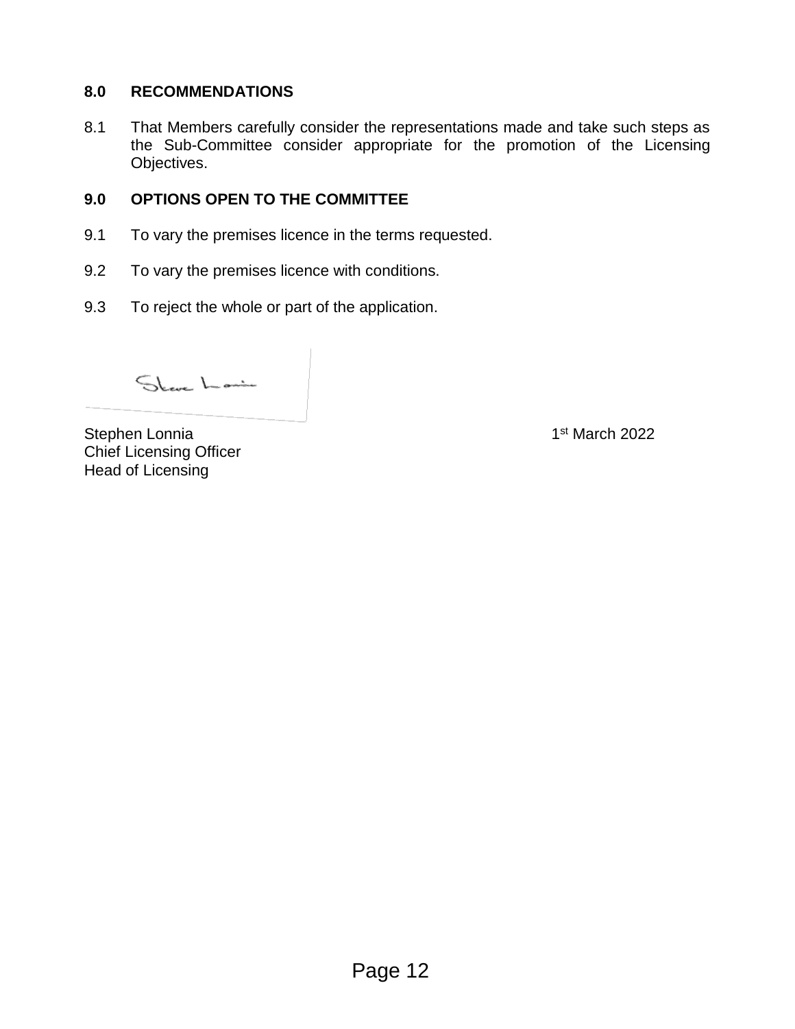## 8.0 RECOMMENDATIONS

8.1 That Members carefully consider the representations made and take such steps as the Sub-Committee consider appropriate for the promotion of the Licensing Objectives.

## 9.0 OPTIONS OPEN TO THE COMMITTEE

9.1 To vary the premises licence in the terms requested.

9.2 To vary the premises licence with conditions.

9.3 To reject the whole or part of the application.

Steve Lonnia

Stephen Lonnia 1st March 2022
Chief Licensing Officer
Head of Licensing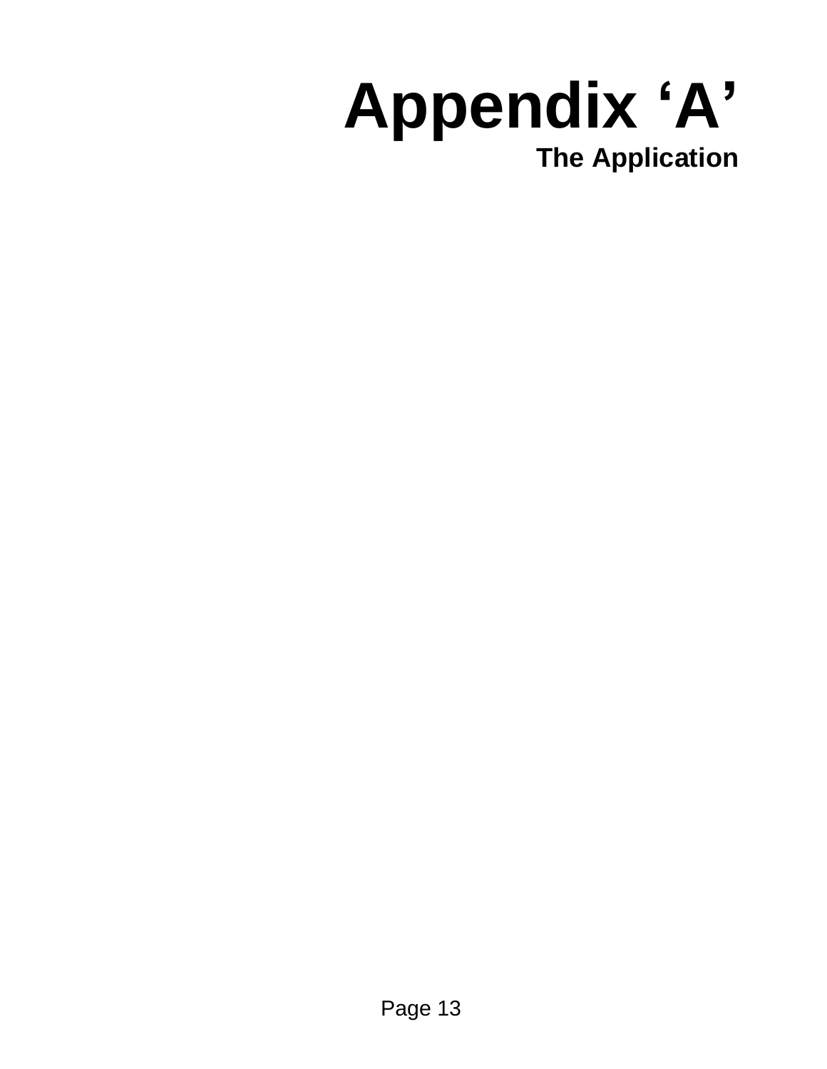# Appendix ‘A’

**The Application**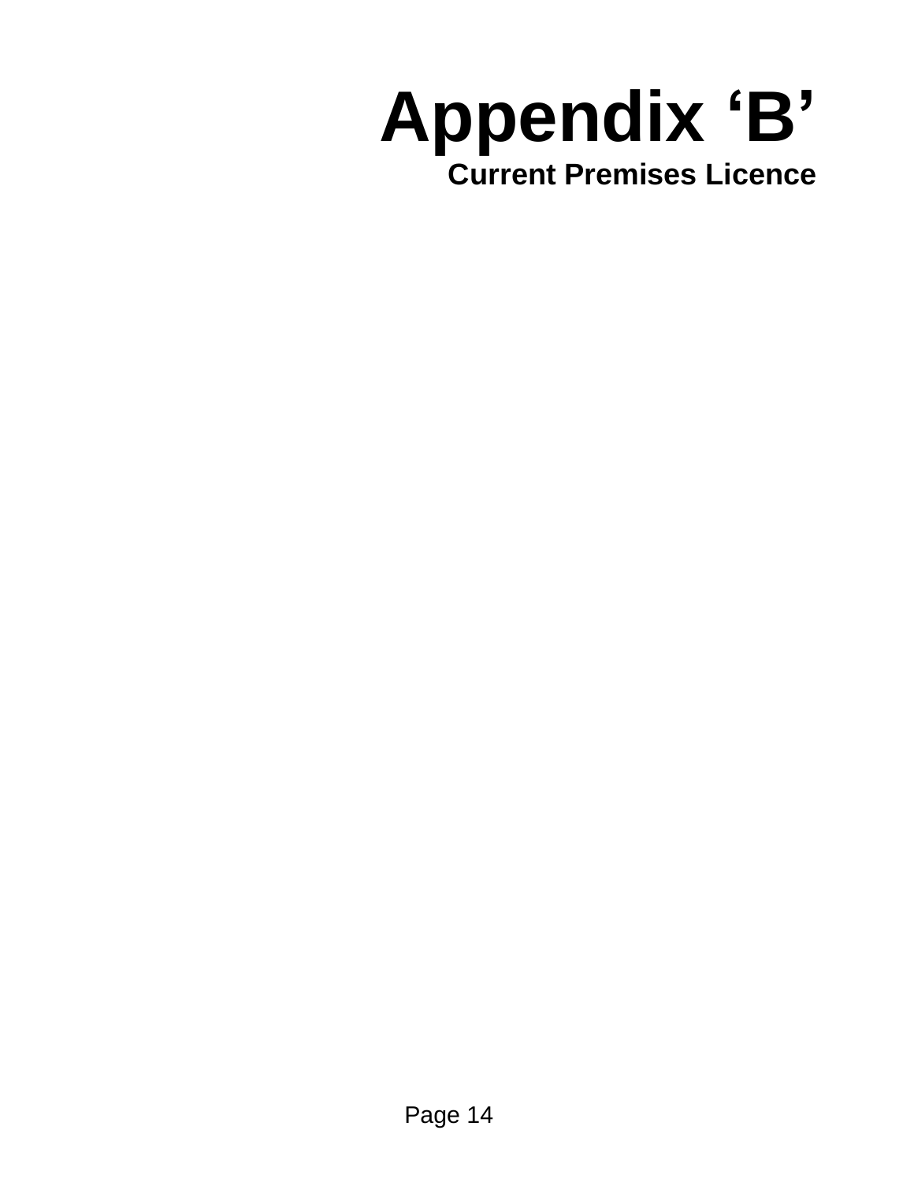# Appendix 'B'

## Current Premises Licence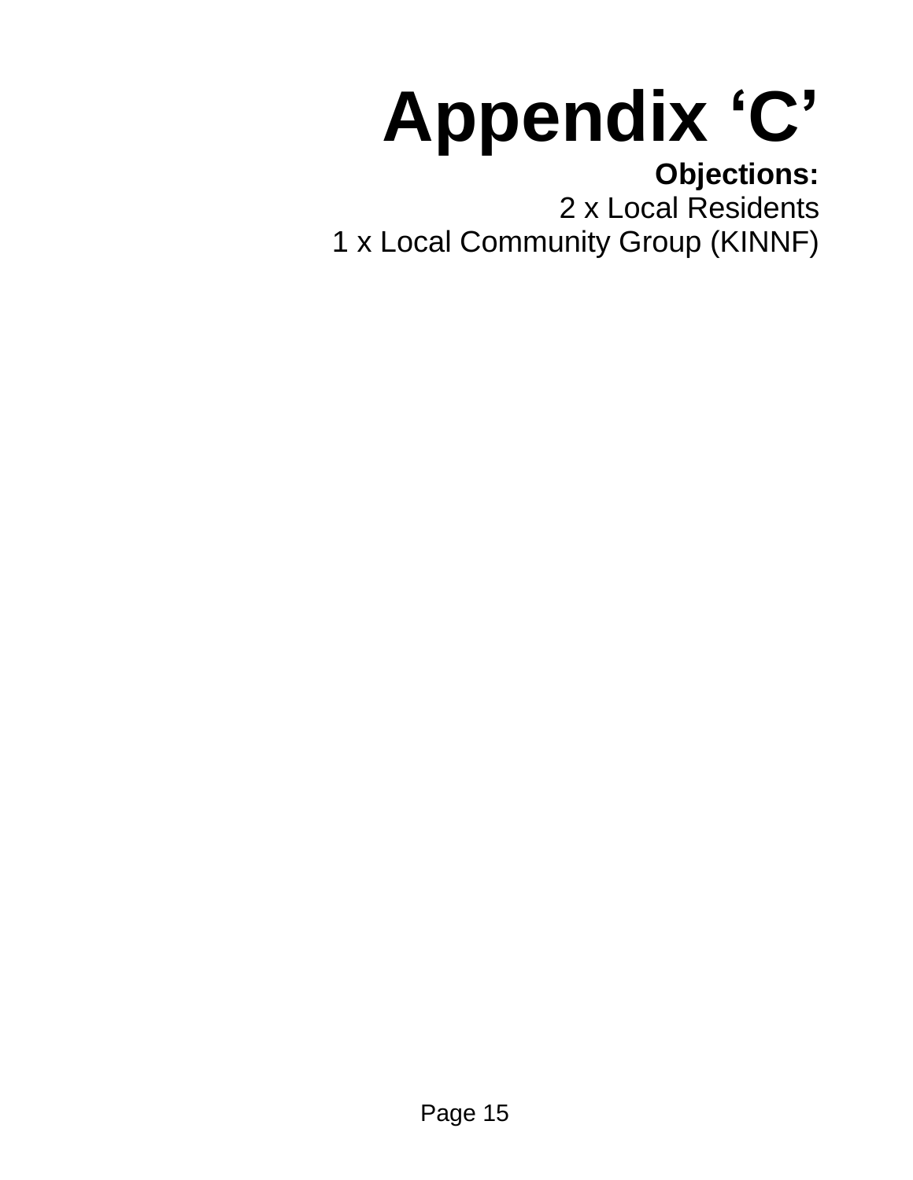# Appendix ‘C’

**Objections:**

2 x Local Residents

1 x Local Community Group (KINNF)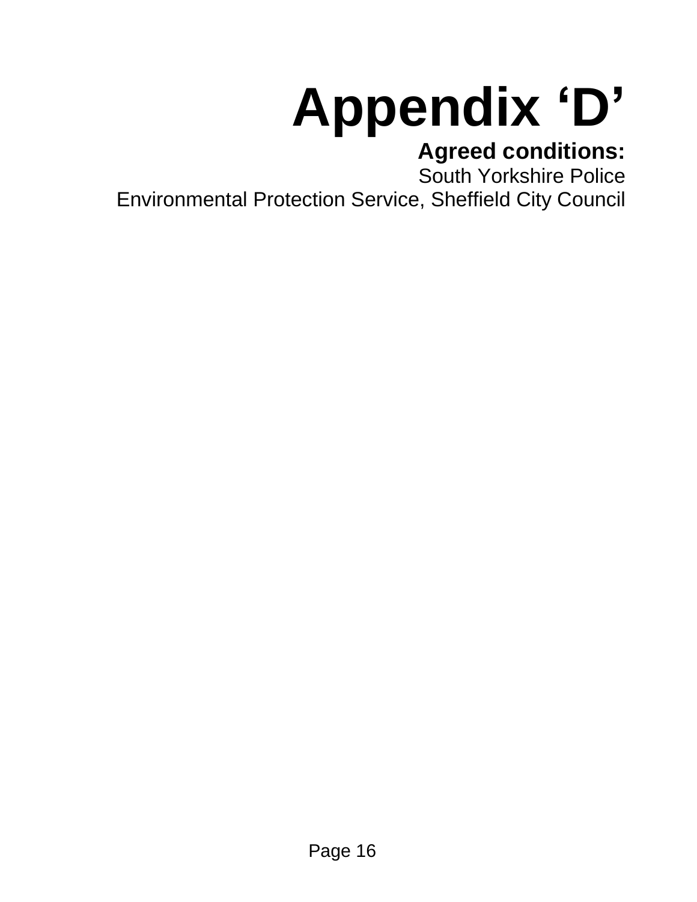# Appendix ‘D’

**Agreed conditions:**

South Yorkshire Police

Environmental Protection Service, Sheffield City Council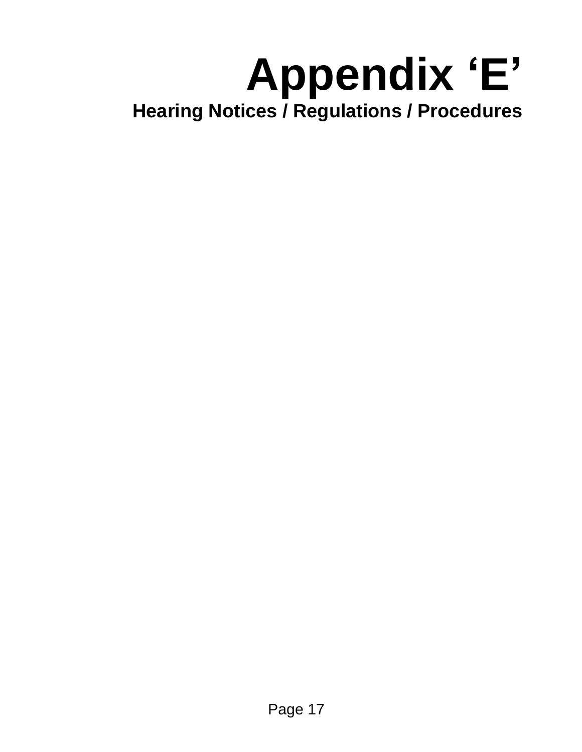# Appendix ‘E’

## Hearing Notices / Regulations / Procedures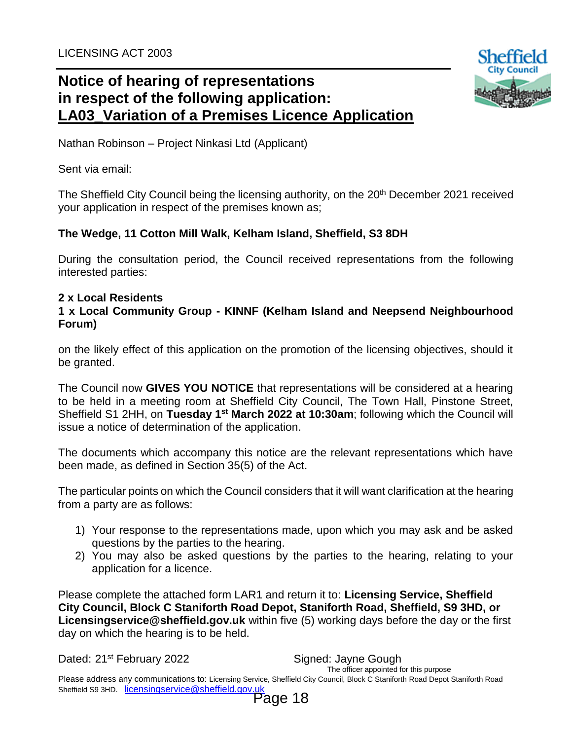LICENSING ACT 2003

# Notice of hearing of representations in respect of the following application: LA03_Variation of a Premises Licence Application

Nathan Robinson – Project Ninkasi Ltd (Applicant)

Sent via email:

The Sheffield City Council being the licensing authority, on the 20th December 2021 received your application in respect of the premises known as;

**The Wedge, 11 Cotton Mill Walk, Kelham Island, Sheffield, S3 8DH**

During the consultation period, the Council received representations from the following interested parties:

**2 x Local Residents**
**1 x Local Community Group - KINNF (Kelham Island and Neepsend Neighbourhood Forum)**

on the likely effect of this application on the promotion of the licensing objectives, should it be granted.

The Council now **GIVES YOU NOTICE** that representations will be considered at a hearing to be held in a meeting room at Sheffield City Council, The Town Hall, Pinstone Street, Sheffield S1 2HH, on **Tuesday 1st March 2022 at 10:30am**; following which the Council will issue a notice of determination of the application.

The documents which accompany this notice are the relevant representations which have been made, as defined in Section 35(5) of the Act.

The particular points on which the Council considers that it will want clarification at the hearing from a party are as follows:

1) Your response to the representations made, upon which you may ask and be asked questions by the parties to the hearing.
2) You may also be asked questions by the parties to the hearing, relating to your application for a licence.

Please complete the attached form LAR1 and return it to: **Licensing Service, Sheffield City Council, Block C Staniforth Road Depot, Staniforth Road, Sheffield, S9 3HD, or Licensingservice@sheffield.gov.uk** within five (5) working days before the day or the first day on which the hearing is to be held.

Dated: 21st February 2022

Signed: Jayne Gough
The officer appointed for this purpose

Please address any communications to: Licensing Service, Sheffield City Council, Block C Staniforth Road Depot Staniforth Road Sheffield S9 3HD. licensingservice@sheffield.gov.uk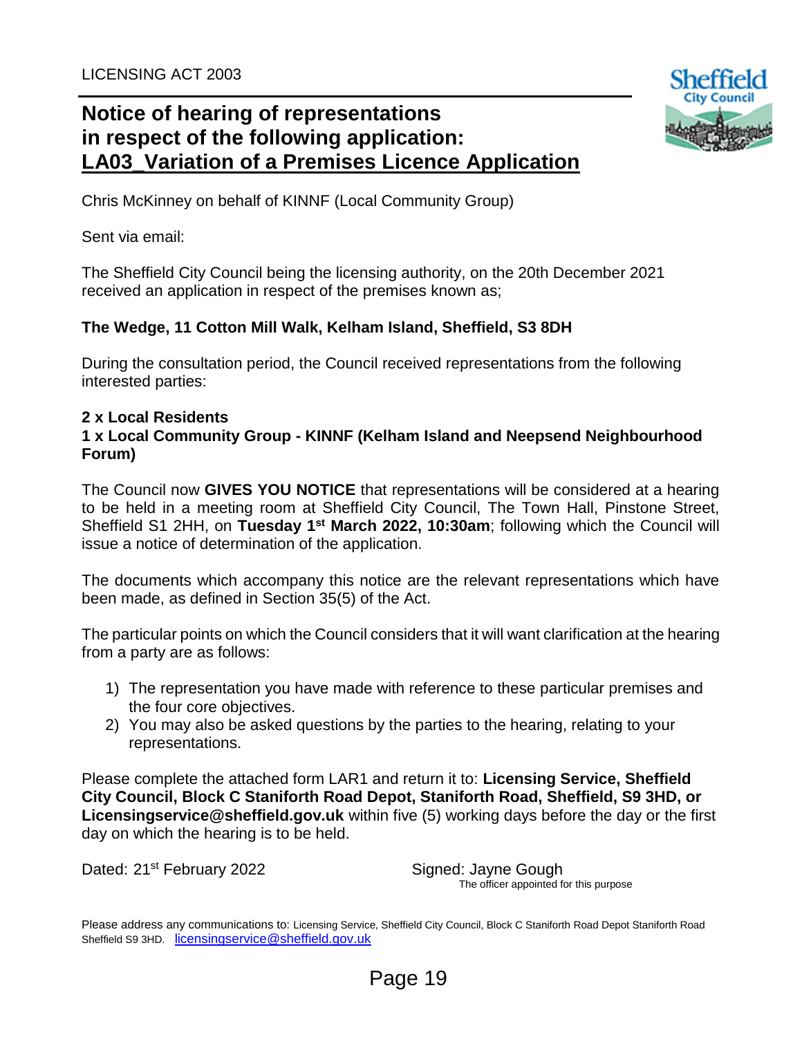LICENSING ACT 2003

# Notice of hearing of representations in respect of the following application: LA03_Variation of a Premises Licence Application

Chris McKinney on behalf of KINNF (Local Community Group)

Sent via email:

The Sheffield City Council being the licensing authority, on the 20th December 2021 received an application in respect of the premises known as;

**The Wedge, 11 Cotton Mill Walk, Kelham Island, Sheffield, S3 8DH**

During the consultation period, the Council received representations from the following interested parties:

**2 x Local Residents**
**1 x Local Community Group - KINNF (Kelham Island and Neepsend Neighbourhood Forum)**

The Council now **GIVES YOU NOTICE** that representations will be considered at a hearing to be held in a meeting room at Sheffield City Council, The Town Hall, Pinstone Street, Sheffield S1 2HH, on **Tuesday 1st March 2022, 10:30am**; following which the Council will issue a notice of determination of the application.

The documents which accompany this notice are the relevant representations which have been made, as defined in Section 35(5) of the Act.

The particular points on which the Council considers that it will want clarification at the hearing from a party are as follows:

1) The representation you have made with reference to these particular premises and the four core objectives.
2) You may also be asked questions by the parties to the hearing, relating to your representations.

Please complete the attached form LAR1 and return it to: **Licensing Service, Sheffield City Council, Block C Staniforth Road Depot, Staniforth Road, Sheffield, S9 3HD, or Licensingservice@sheffield.gov.uk** within five (5) working days before the day or the first day on which the hearing is to be held.

Dated: 21st February 2022

Signed: Jayne Gough
The officer appointed for this purpose

Please address any communications to: Licensing Service, Sheffield City Council, Block C Staniforth Road Depot Staniforth Road Sheffield S9 3HD. licensingservice@sheffield.gov.uk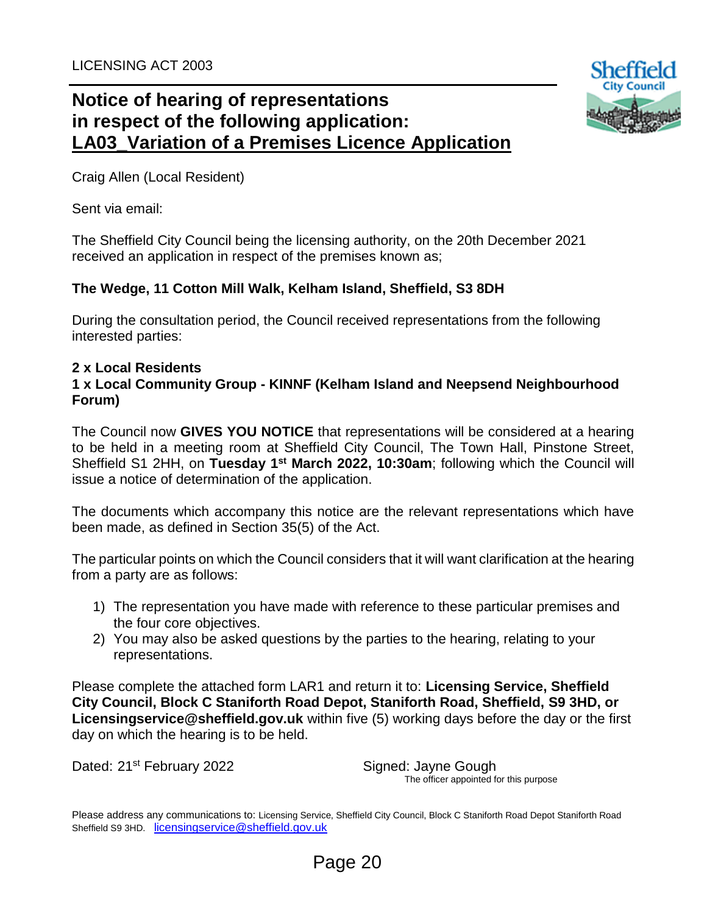LICENSING ACT 2003

# Notice of hearing of representations in respect of the following application: LA03_Variation of a Premises Licence Application

Craig Allen (Local Resident)

Sent via email:

The Sheffield City Council being the licensing authority, on the 20th December 2021 received an application in respect of the premises known as;

**The Wedge, 11 Cotton Mill Walk, Kelham Island, Sheffield, S3 8DH**

During the consultation period, the Council received representations from the following interested parties:

**2 x Local Residents**
**1 x Local Community Group - KINNF (Kelham Island and Neepsend Neighbourhood Forum)**

The Council now **GIVES YOU NOTICE** that representations will be considered at a hearing to be held in a meeting room at Sheffield City Council, The Town Hall, Pinstone Street, Sheffield S1 2HH, on **Tuesday 1st March 2022, 10:30am**; following which the Council will issue a notice of determination of the application.

The documents which accompany this notice are the relevant representations which have been made, as defined in Section 35(5) of the Act.

The particular points on which the Council considers that it will want clarification at the hearing from a party are as follows:

1) The representation you have made with reference to these particular premises and the four core objectives.
2) You may also be asked questions by the parties to the hearing, relating to your representations.

Please complete the attached form LAR1 and return it to: **Licensing Service, Sheffield City Council, Block C Staniforth Road Depot, Staniforth Road, Sheffield, S9 3HD, or Licensingservice@sheffield.gov.uk** within five (5) working days before the day or the first day on which the hearing is to be held.

Dated: 21st February 2022

Signed: Jayne Gough
The officer appointed for this purpose

Please address any communications to: Licensing Service, Sheffield City Council, Block C Staniforth Road Depot Staniforth Road Sheffield S9 3HD. licensingservice@sheffield.gov.uk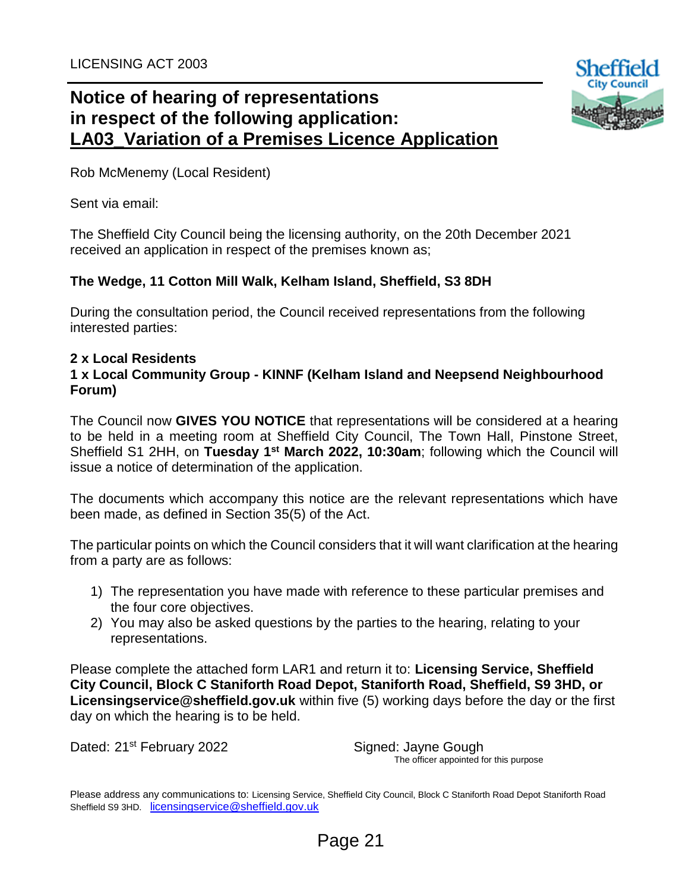LICENSING ACT 2003

# Notice of hearing of representations in respect of the following application: LA03_Variation of a Premises Licence Application

Rob McMenemy (Local Resident)

Sent via email:

The Sheffield City Council being the licensing authority, on the 20th December 2021 received an application in respect of the premises known as;

**The Wedge, 11 Cotton Mill Walk, Kelham Island, Sheffield, S3 8DH**

During the consultation period, the Council received representations from the following interested parties:

**2 x Local Residents**
**1 x Local Community Group - KINNF (Kelham Island and Neepsend Neighbourhood Forum)**

The Council now **GIVES YOU NOTICE** that representations will be considered at a hearing to be held in a meeting room at Sheffield City Council, The Town Hall, Pinstone Street, Sheffield S1 2HH, on **Tuesday 1st March 2022, 10:30am**; following which the Council will issue a notice of determination of the application.

The documents which accompany this notice are the relevant representations which have been made, as defined in Section 35(5) of the Act.

The particular points on which the Council considers that it will want clarification at the hearing from a party are as follows:

1) The representation you have made with reference to these particular premises and the four core objectives.
2) You may also be asked questions by the parties to the hearing, relating to your representations.

Please complete the attached form LAR1 and return it to: **Licensing Service, Sheffield City Council, Block C Staniforth Road Depot, Staniforth Road, Sheffield, S9 3HD, or Licensingservice@sheffield.gov.uk** within five (5) working days before the day or the first day on which the hearing is to be held.

Dated: 21st February 2022

Signed: Jayne Gough
The officer appointed for this purpose

Please address any communications to: Licensing Service, Sheffield City Council, Block C Staniforth Road Depot Staniforth Road Sheffield S9 3HD. licensingservice@sheffield.gov.uk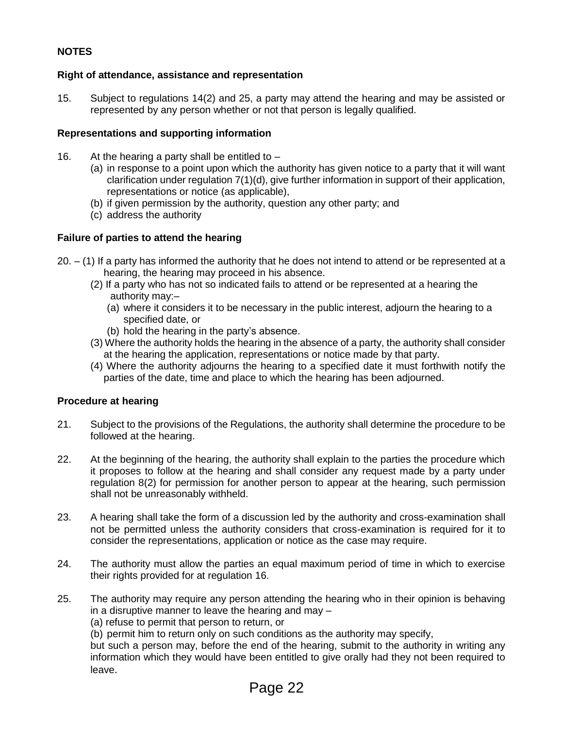**NOTES**

**Right of attendance, assistance and representation**

15. Subject to regulations 14(2) and 25, a party may attend the hearing and may be assisted or represented by any person whether or not that person is legally qualified.

**Representations and supporting information**

16. At the hearing a party shall be entitled to –
    (a) in response to a point upon which the authority has given notice to a party that it will want clarification under regulation 7(1)(d), give further information in support of their application, representations or notice (as applicable),
    (b) if given permission by the authority, question any other party; and
    (c) address the authority

**Failure of parties to attend the hearing**

20. – (1) If a party has informed the authority that he does not intend to attend or be represented at a hearing, the hearing may proceed in his absence.
    (2) If a party who has not so indicated fails to attend or be represented at a hearing the authority may:–
        (a) where it considers it to be necessary in the public interest, adjourn the hearing to a specified date, or
        (b) hold the hearing in the party's absence.
    (3) Where the authority holds the hearing in the absence of a party, the authority shall consider at the hearing the application, representations or notice made by that party.
    (4) Where the authority adjourns the hearing to a specified date it must forthwith notify the parties of the date, time and place to which the hearing has been adjourned.

**Procedure at hearing**

21. Subject to the provisions of the Regulations, the authority shall determine the procedure to be followed at the hearing.

22. At the beginning of the hearing, the authority shall explain to the parties the procedure which it proposes to follow at the hearing and shall consider any request made by a party under regulation 8(2) for permission for another person to appear at the hearing, such permission shall not be unreasonably withheld.

23. A hearing shall take the form of a discussion led by the authority and cross-examination shall not be permitted unless the authority considers that cross-examination is required for it to consider the representations, application or notice as the case may require.

24. The authority must allow the parties an equal maximum period of time in which to exercise their rights provided for at regulation 16.

25. The authority may require any person attending the hearing who in their opinion is behaving in a disruptive manner to leave the hearing and may –
    (a) refuse to permit that person to return, or
    (b) permit him to return only on such conditions as the authority may specify,
    but such a person may, before the end of the hearing, submit to the authority in writing any information which they would have been entitled to give orally had they not been required to leave.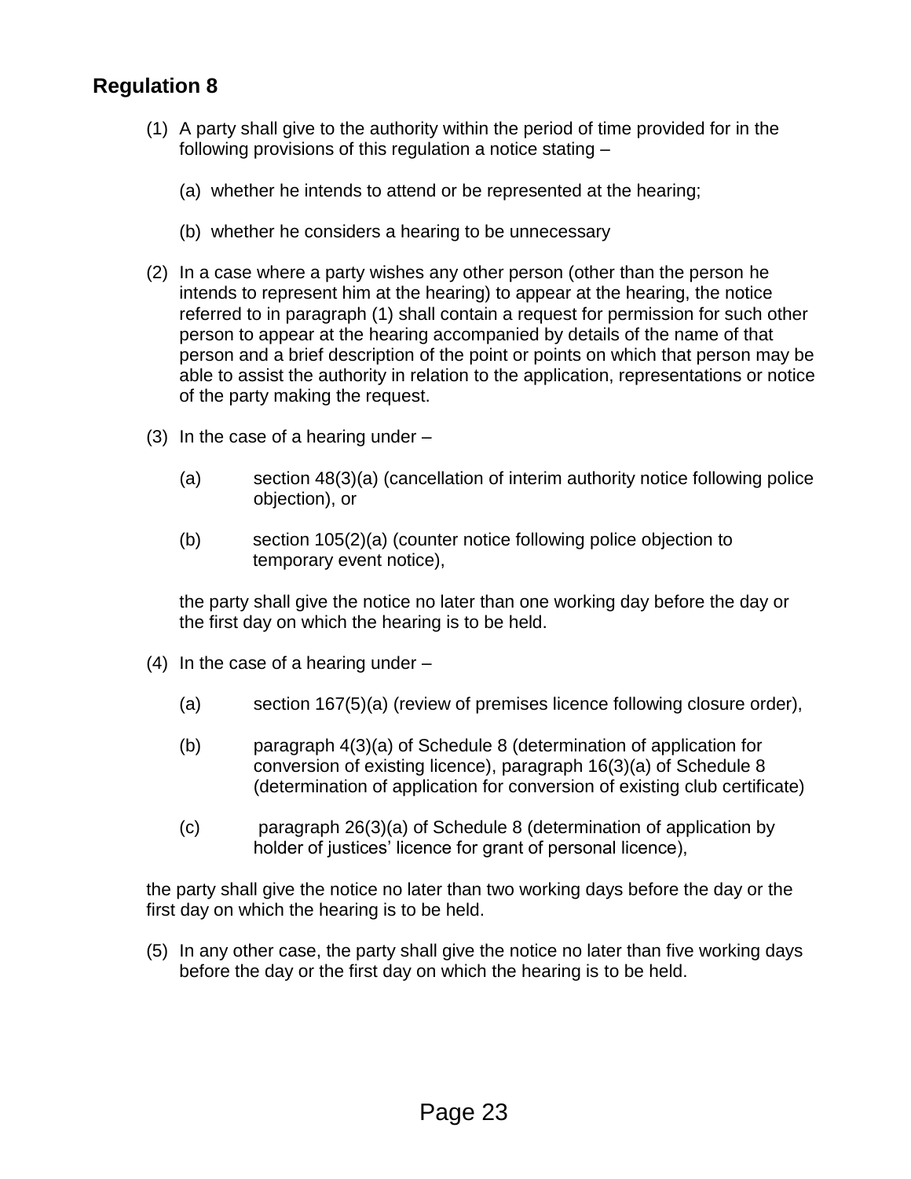## Regulation 8

(1) A party shall give to the authority within the period of time provided for in the following provisions of this regulation a notice stating –

(a) whether he intends to attend or be represented at the hearing;

(b) whether he considers a hearing to be unnecessary

(2) In a case where a party wishes any other person (other than the person he intends to represent him at the hearing) to appear at the hearing, the notice referred to in paragraph (1) shall contain a request for permission for such other person to appear at the hearing accompanied by details of the name of that person and a brief description of the point or points on which that person may be able to assist the authority in relation to the application, representations or notice of the party making the request.

(3) In the case of a hearing under –

(a) section 48(3)(a) (cancellation of interim authority notice following police objection), or

(b) section 105(2)(a) (counter notice following police objection to temporary event notice),

the party shall give the notice no later than one working day before the day or the first day on which the hearing is to be held.

(4) In the case of a hearing under –

(a) section 167(5)(a) (review of premises licence following closure order),

(b) paragraph 4(3)(a) of Schedule 8 (determination of application for conversion of existing licence), paragraph 16(3)(a) of Schedule 8 (determination of application for conversion of existing club certificate)

(c) paragraph 26(3)(a) of Schedule 8 (determination of application by holder of justices' licence for grant of personal licence),

the party shall give the notice no later than two working days before the day or the first day on which the hearing is to be held.

(5) In any other case, the party shall give the notice no later than five working days before the day or the first day on which the hearing is to be held.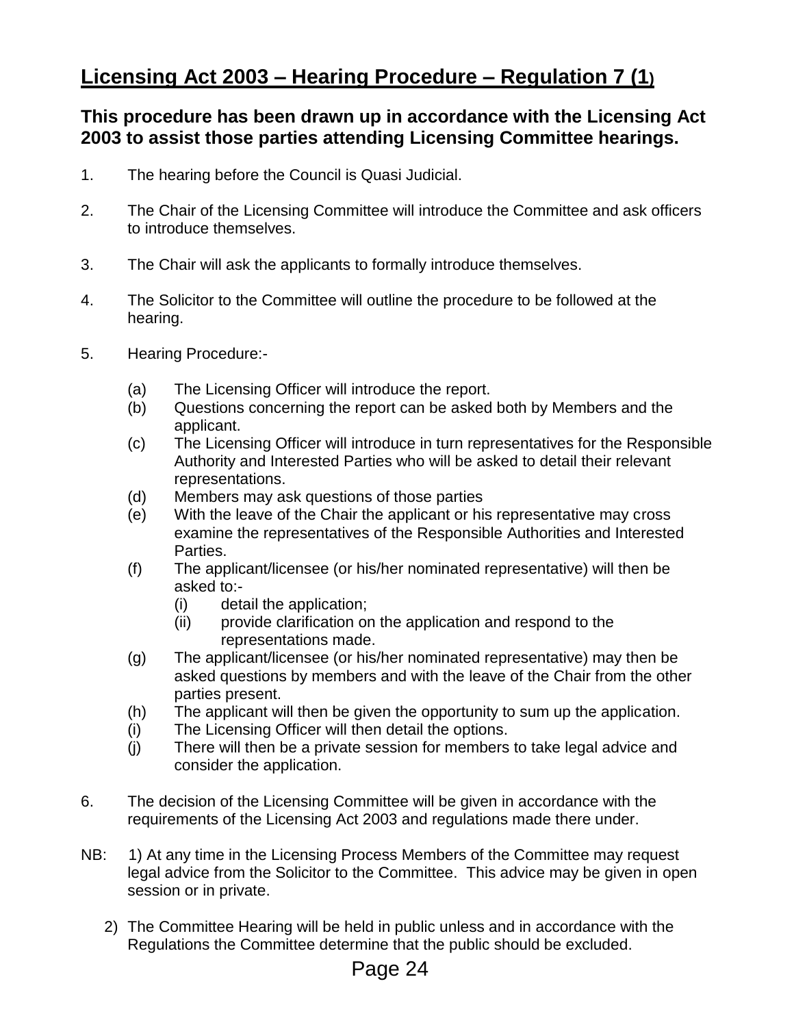# Licensing Act 2003 – Hearing Procedure – Regulation 7 (1)

## This procedure has been drawn up in accordance with the Licensing Act 2003 to assist those parties attending Licensing Committee hearings.

1. The hearing before the Council is Quasi Judicial.

2. The Chair of the Licensing Committee will introduce the Committee and ask officers to introduce themselves.

3. The Chair will ask the applicants to formally introduce themselves.

4. The Solicitor to the Committee will outline the procedure to be followed at the hearing.

5. Hearing Procedure:-

   (a) The Licensing Officer will introduce the report.
   (b) Questions concerning the report can be asked both by Members and the applicant.
   (c) The Licensing Officer will introduce in turn representatives for the Responsible Authority and Interested Parties who will be asked to detail their relevant representations.
   (d) Members may ask questions of those parties
   (e) With the leave of the Chair the applicant or his representative may cross examine the representatives of the Responsible Authorities and Interested Parties.
   (f) The applicant/licensee (or his/her nominated representative) will then be asked to:-
      (i) detail the application;
      (ii) provide clarification on the application and respond to the representations made.
   (g) The applicant/licensee (or his/her nominated representative) may then be asked questions by members and with the leave of the Chair from the other parties present.
   (h) The applicant will then be given the opportunity to sum up the application.
   (i) The Licensing Officer will then detail the options.
   (j) There will then be a private session for members to take legal advice and consider the application.

6. The decision of the Licensing Committee will be given in accordance with the requirements of the Licensing Act 2003 and regulations made there under.

NB: 1) At any time in the Licensing Process Members of the Committee may request legal advice from the Solicitor to the Committee. This advice may be given in open session or in private.

2) The Committee Hearing will be held in public unless and in accordance with the Regulations the Committee determine that the public should be excluded.